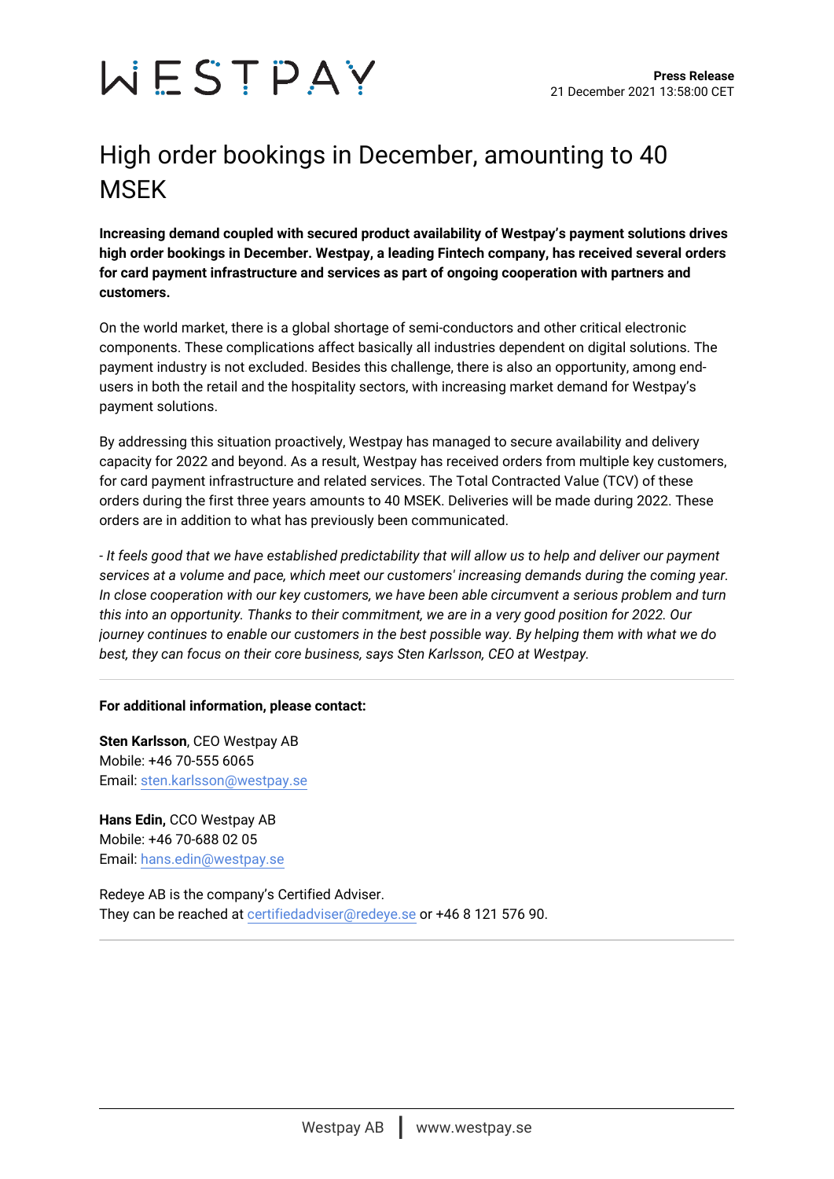WESTPAY

**Press Release**
21 December 2021 13:58:00 CET

# High order bookings in December, amounting to 40 MSEK

**Increasing demand coupled with secured product availability of Westpay's payment solutions drives high order bookings in December. Westpay, a leading Fintech company, has received several orders for card payment infrastructure and services as part of ongoing cooperation with partners and customers.**

On the world market, there is a global shortage of semi-conductors and other critical electronic components. These complications affect basically all industries dependent on digital solutions. The payment industry is not excluded. Besides this challenge, there is also an opportunity, among end-users in both the retail and the hospitality sectors, with increasing market demand for Westpay's payment solutions.

By addressing this situation proactively, Westpay has managed to secure availability and delivery capacity for 2022 and beyond. As a result, Westpay has received orders from multiple key customers, for card payment infrastructure and related services. The Total Contracted Value (TCV) of these orders during the first three years amounts to 40 MSEK. Deliveries will be made during 2022. These orders are in addition to what has previously been communicated.

*- It feels good that we have established predictability that will allow us to help and deliver our payment services at a volume and pace, which meet our customers' increasing demands during the coming year. In close cooperation with our key customers, we have been able circumvent a serious problem and turn this into an opportunity. Thanks to their commitment, we are in a very good position for 2022. Our journey continues to enable our customers in the best possible way. By helping them with what we do best, they can focus on their core business, says Sten Karlsson, CEO at Westpay.*

---

**For additional information, please contact:**

**Sten Karlsson**, CEO Westpay AB
Mobile: +46 70-555 6065
Email: sten.karlsson@westpay.se

**Hans Edin,** CCO Westpay AB
Mobile: +46 70-688 02 05
Email: hans.edin@westpay.se

Redeye AB is the company's Certified Adviser.
They can be reached at certifiedadviser@redeye.se or +46 8 121 576 90.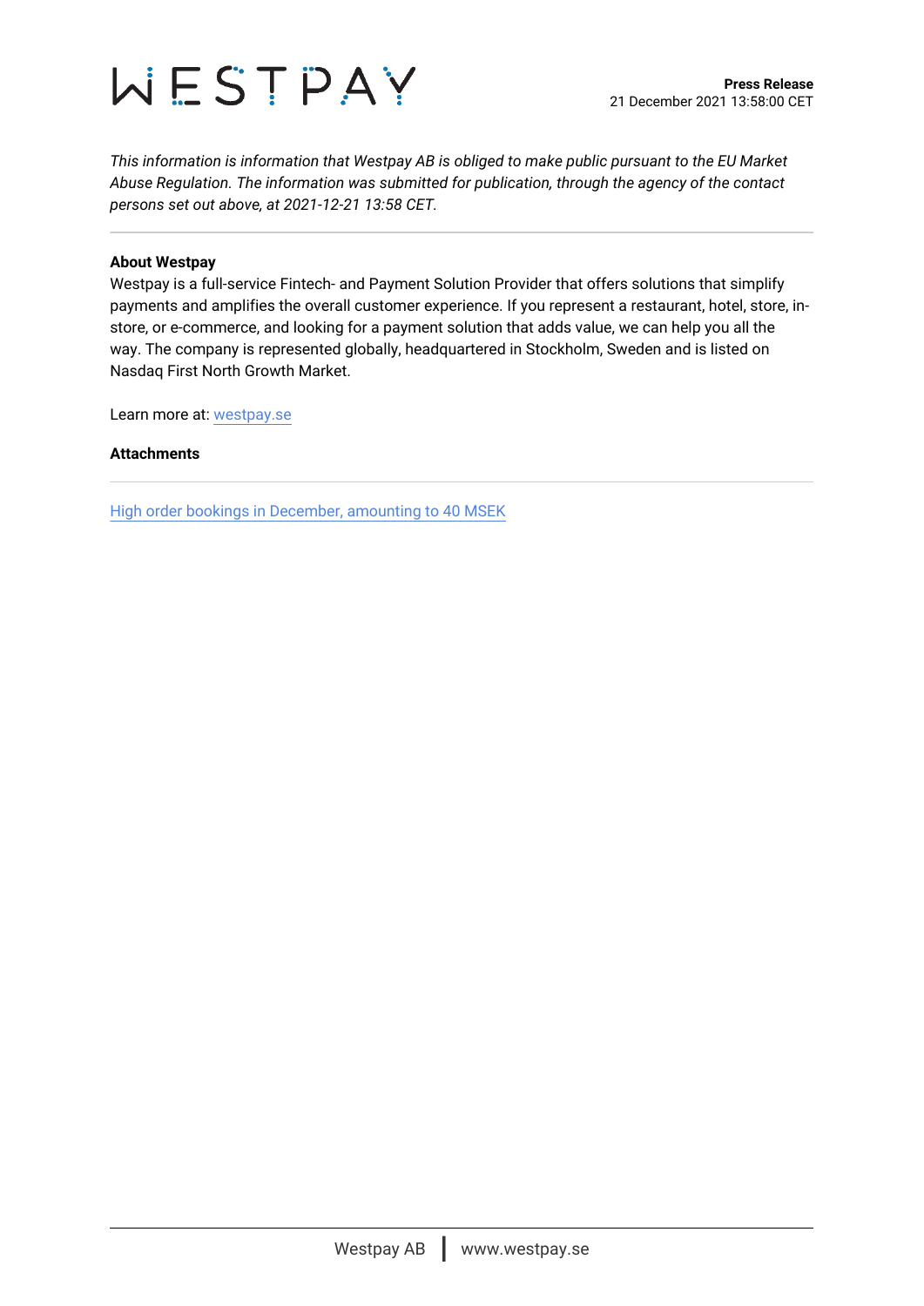*This information is information that Westpay AB is obliged to make public pursuant to the EU Market Abuse Regulation. The information was submitted for publication, through the agency of the contact persons set out above, at 2021-12-21 13:58 CET.*

---

**About Westpay**

Westpay is a full-service Fintech- and Payment Solution Provider that offers solutions that simplify payments and amplifies the overall customer experience. If you represent a restaurant, hotel, store, in-store, or e-commerce, and looking for a payment solution that adds value, we can help you all the way. The company is represented globally, headquartered in Stockholm, Sweden and is listed on Nasdaq First North Growth Market.

Learn more at: westpay.se

**Attachments**

---

High order bookings in December, amounting to 40 MSEK